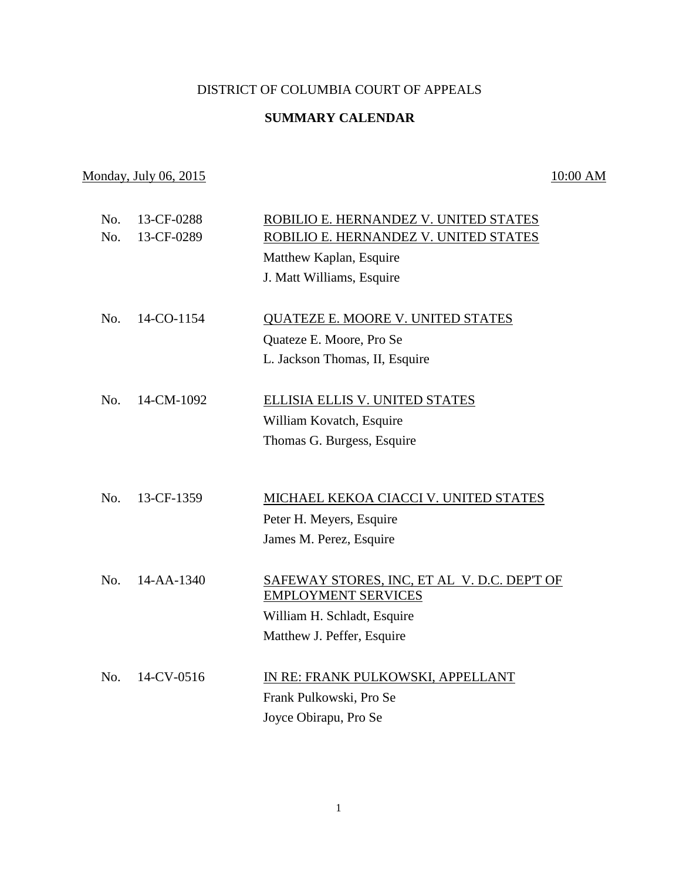# DISTRICT OF COLUMBIA COURT OF APPEALS

## SUMMARY CALENDAR

Monday, July 06, 2015 — 10:00 AM

No. 13-CF-0288 — ROBILIO E. HERNANDEZ V. UNITED STATES
No. 13-CF-0289 — ROBILIO E. HERNANDEZ V. UNITED STATES
Matthew Kaplan, Esquire
J. Matt Williams, Esquire

No. 14-CO-1154 — QUATEZE E. MOORE V. UNITED STATES
Quateze E. Moore, Pro Se
L. Jackson Thomas, II, Esquire

No. 14-CM-1092 — ELLISIA ELLIS V. UNITED STATES
William Kovatch, Esquire
Thomas G. Burgess, Esquire

No. 13-CF-1359 — MICHAEL KEKOA CIACCI V. UNITED STATES
Peter H. Meyers, Esquire
James M. Perez, Esquire

No. 14-AA-1340 — SAFEWAY STORES, INC, ET AL V. D.C. DEP'T OF EMPLOYMENT SERVICES
William H. Schladt, Esquire
Matthew J. Peffer, Esquire

No. 14-CV-0516 — IN RE: FRANK PULKOWSKI, APPELLANT
Frank Pulkowski, Pro Se
Joyce Obirapu, Pro Se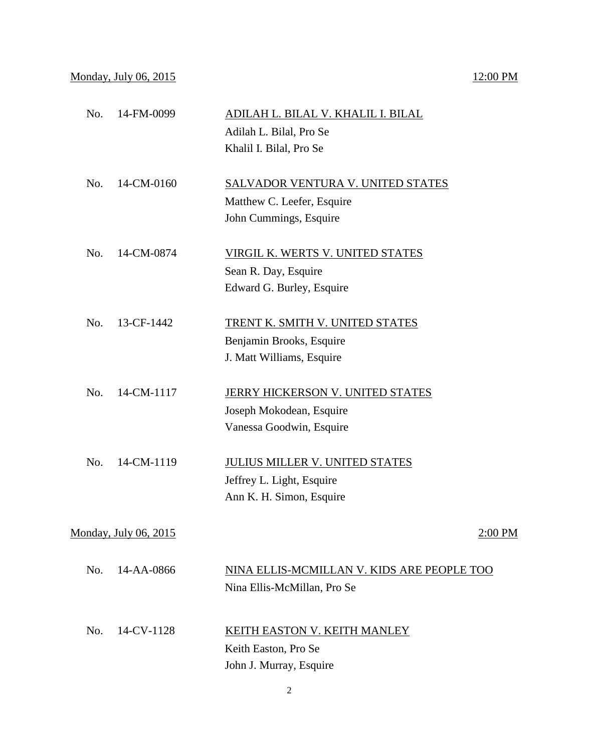<u>Monday, July 06, 2015</u> <u>12:00 PM</u>

No. 14-FM-0099 <u>ADILAH L. BILAL V. KHALIL I. BILAL</u>
Adilah L. Bilal, Pro Se
Khalil I. Bilal, Pro Se

No. 14-CM-0160 <u>SALVADOR VENTURA V. UNITED STATES</u>
Matthew C. Leefer, Esquire
John Cummings, Esquire

No. 14-CM-0874 <u>VIRGIL K. WERTS V. UNITED STATES</u>
Sean R. Day, Esquire
Edward G. Burley, Esquire

No. 13-CF-1442 <u>TRENT K. SMITH V. UNITED STATES</u>
Benjamin Brooks, Esquire
J. Matt Williams, Esquire

No. 14-CM-1117 <u>JERRY HICKERSON V. UNITED STATES</u>
Joseph Mokodean, Esquire
Vanessa Goodwin, Esquire

No. 14-CM-1119 <u>JULIUS MILLER V. UNITED STATES</u>
Jeffrey L. Light, Esquire
Ann K. H. Simon, Esquire

<u>Monday, July 06, 2015</u> <u>2:00 PM</u>

No. 14-AA-0866 <u>NINA ELLIS-MCMILLAN V. KIDS ARE PEOPLE TOO</u>
Nina Ellis-McMillan, Pro Se

No. 14-CV-1128 <u>KEITH EASTON V. KEITH MANLEY</u>
Keith Easton, Pro Se
John J. Murray, Esquire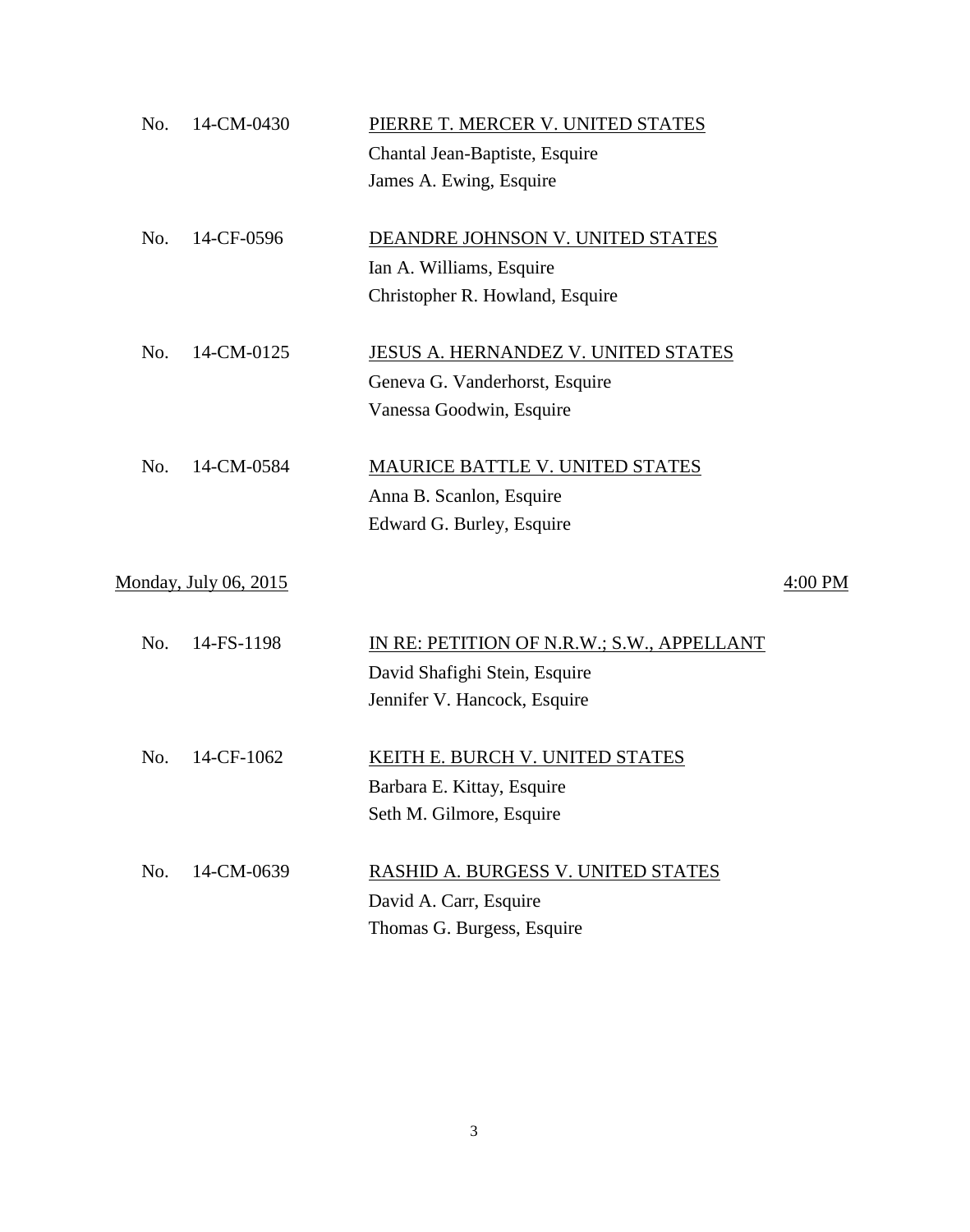| | | |
|---|---|---|
| No. | 14-CM-0430 | PIERRE T. MERCER V. UNITED STATES<br>Chantal Jean-Baptiste, Esquire<br>James A. Ewing, Esquire |
| No. | 14-CF-0596 | DEANDRE JOHNSON V. UNITED STATES<br>Ian A. Williams, Esquire<br>Christopher R. Howland, Esquire |
| No. | 14-CM-0125 | JESUS A. HERNANDEZ V. UNITED STATES<br>Geneva G. Vanderhorst, Esquire<br>Vanessa Goodwin, Esquire |
| No. | 14-CM-0584 | MAURICE BATTLE V. UNITED STATES<br>Anna B. Scanlon, Esquire<br>Edward G. Burley, Esquire |

Monday, July 06, 2015 — 4:00 PM

| | | |
|---|---|---|
| No. | 14-FS-1198 | IN RE: PETITION OF N.R.W.; S.W., APPELLANT<br>David Shafighi Stein, Esquire<br>Jennifer V. Hancock, Esquire |
| No. | 14-CF-1062 | KEITH E. BURCH V. UNITED STATES<br>Barbara E. Kittay, Esquire<br>Seth M. Gilmore, Esquire |
| No. | 14-CM-0639 | RASHID A. BURGESS V. UNITED STATES<br>David A. Carr, Esquire<br>Thomas G. Burgess, Esquire |